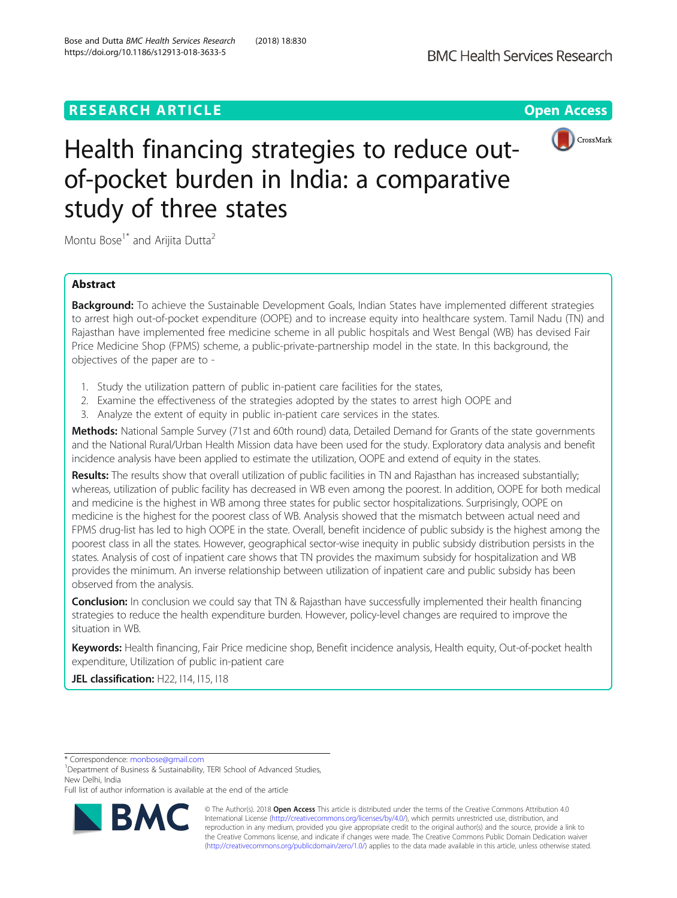RESEARCH ARTICLE

Open Access

# Health financing strategies to reduce out-of-pocket burden in India: a comparative study of three states

Montu Bose[1*] and Arijita Dutta[2]

## Abstract

**Background:** To achieve the Sustainable Development Goals, Indian States have implemented different strategies to arrest high out-of-pocket expenditure (OOPE) and to increase equity into healthcare system. Tamil Nadu (TN) and Rajasthan have implemented free medicine scheme in all public hospitals and West Bengal (WB) has devised Fair Price Medicine Shop (FPMS) scheme, a public-private-partnership model in the state. In this background, the objectives of the paper are to -

1. Study the utilization pattern of public in-patient care facilities for the states,
2. Examine the effectiveness of the strategies adopted by the states to arrest high OOPE and
3. Analyze the extent of equity in public in-patient care services in the states.

**Methods:** National Sample Survey (71st and 60th round) data, Detailed Demand for Grants of the state governments and the National Rural/Urban Health Mission data have been used for the study. Exploratory data analysis and benefit incidence analysis have been applied to estimate the utilization, OOPE and extend of equity in the states.

**Results:** The results show that overall utilization of public facilities in TN and Rajasthan has increased substantially; whereas, utilization of public facility has decreased in WB even among the poorest. In addition, OOPE for both medical and medicine is the highest in WB among three states for public sector hospitalizations. Surprisingly, OOPE on medicine is the highest for the poorest class of WB. Analysis showed that the mismatch between actual need and FPMS drug-list has led to high OOPE in the state. Overall, benefit incidence of public subsidy is the highest among the poorest class in all the states. However, geographical sector-wise inequity in public subsidy distribution persists in the states. Analysis of cost of inpatient care shows that TN provides the maximum subsidy for hospitalization and WB provides the minimum. An inverse relationship between utilization of inpatient care and public subsidy has been observed from the analysis.

**Conclusion:** In conclusion we could say that TN & Rajasthan have successfully implemented their health financing strategies to reduce the health expenditure burden. However, policy-level changes are required to improve the situation in WB.

**Keywords:** Health financing, Fair Price medicine shop, Benefit incidence analysis, Health equity, Out-of-pocket health expenditure, Utilization of public in-patient care

**JEL classification:** H22, I14, I15, I18

\* Correspondence: monbose@gmail.com
[1]Department of Business & Sustainability, TERI School of Advanced Studies, New Delhi, India
Full list of author information is available at the end of the article

© The Author(s). 2018 **Open Access** This article is distributed under the terms of the Creative Commons Attribution 4.0 International License (http://creativecommons.org/licenses/by/4.0/), which permits unrestricted use, distribution, and reproduction in any medium, provided you give appropriate credit to the original author(s) and the source, provide a link to the Creative Commons license, and indicate if changes were made. The Creative Commons Public Domain Dedication waiver (http://creativecommons.org/publicdomain/zero/1.0/) applies to the data made available in this article, unless otherwise stated.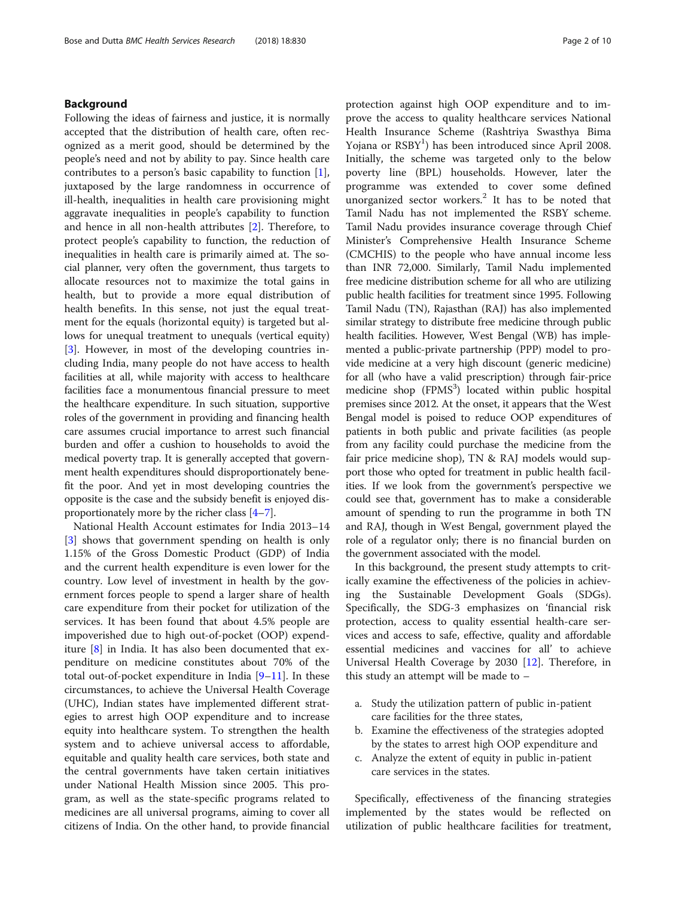## Background

Following the ideas of fairness and justice, it is normally accepted that the distribution of health care, often recognized as a merit good, should be determined by the people's need and not by ability to pay. Since health care contributes to a person's basic capability to function [1], juxtaposed by the large randomness in occurrence of ill-health, inequalities in health care provisioning might aggravate inequalities in people's capability to function and hence in all non-health attributes [2]. Therefore, to protect people's capability to function, the reduction of inequalities in health care is primarily aimed at. The social planner, very often the government, thus targets to allocate resources not to maximize the total gains in health, but to provide a more equal distribution of health benefits. In this sense, not just the equal treatment for the equals (horizontal equity) is targeted but allows for unequal treatment to unequals (vertical equity) [3]. However, in most of the developing countries including India, many people do not have access to health facilities at all, while majority with access to healthcare facilities face a monumentous financial pressure to meet the healthcare expenditure. In such situation, supportive roles of the government in providing and financing health care assumes crucial importance to arrest such financial burden and offer a cushion to households to avoid the medical poverty trap. It is generally accepted that government health expenditures should disproportionately benefit the poor. And yet in most developing countries the opposite is the case and the subsidy benefit is enjoyed disproportionately more by the richer class [4–7].

National Health Account estimates for India 2013–14 [3] shows that government spending on health is only 1.15% of the Gross Domestic Product (GDP) of India and the current health expenditure is even lower for the country. Low level of investment in health by the government forces people to spend a larger share of health care expenditure from their pocket for utilization of the services. It has been found that about 4.5% people are impoverished due to high out-of-pocket (OOP) expenditure [8] in India. It has also been documented that expenditure on medicine constitutes about 70% of the total out-of-pocket expenditure in India [9–11]. In these circumstances, to achieve the Universal Health Coverage (UHC), Indian states have implemented different strategies to arrest high OOP expenditure and to increase equity into healthcare system. To strengthen the health system and to achieve universal access to affordable, equitable and quality health care services, both state and the central governments have taken certain initiatives under National Health Mission since 2005. This program, as well as the state-specific programs related to medicines are all universal programs, aiming to cover all citizens of India. On the other hand, to provide financial protection against high OOP expenditure and to improve the access to quality healthcare services National Health Insurance Scheme (Rashtriya Swasthya Bima Yojana or RSBY[1]) has been introduced since April 2008. Initially, the scheme was targeted only to the below poverty line (BPL) households. However, later the programme was extended to cover some defined unorganized sector workers.[2] It has to be noted that Tamil Nadu has not implemented the RSBY scheme. Tamil Nadu provides insurance coverage through Chief Minister's Comprehensive Health Insurance Scheme (CMCHIS) to the people who have annual income less than INR 72,000. Similarly, Tamil Nadu implemented free medicine distribution scheme for all who are utilizing public health facilities for treatment since 1995. Following Tamil Nadu (TN), Rajasthan (RAJ) has also implemented similar strategy to distribute free medicine through public health facilities. However, West Bengal (WB) has implemented a public-private partnership (PPP) model to provide medicine at a very high discount (generic medicine) for all (who have a valid prescription) through fair-price medicine shop (FPMS[3]) located within public hospital premises since 2012. At the onset, it appears that the West Bengal model is poised to reduce OOP expenditures of patients in both public and private facilities (as people from any facility could purchase the medicine from the fair price medicine shop), TN & RAJ models would support those who opted for treatment in public health facilities. If we look from the government's perspective we could see that, government has to make a considerable amount of spending to run the programme in both TN and RAJ, though in West Bengal, government played the role of a regulator only; there is no financial burden on the government associated with the model.

In this background, the present study attempts to critically examine the effectiveness of the policies in achieving the Sustainable Development Goals (SDGs). Specifically, the SDG-3 emphasizes on 'financial risk protection, access to quality essential health-care services and access to safe, effective, quality and affordable essential medicines and vaccines for all' to achieve Universal Health Coverage by 2030 [12]. Therefore, in this study an attempt will be made to –

a. Study the utilization pattern of public in-patient care facilities for the three states,
b. Examine the effectiveness of the strategies adopted by the states to arrest high OOP expenditure and
c. Analyze the extent of equity in public in-patient care services in the states.

Specifically, effectiveness of the financing strategies implemented by the states would be reflected on utilization of public healthcare facilities for treatment,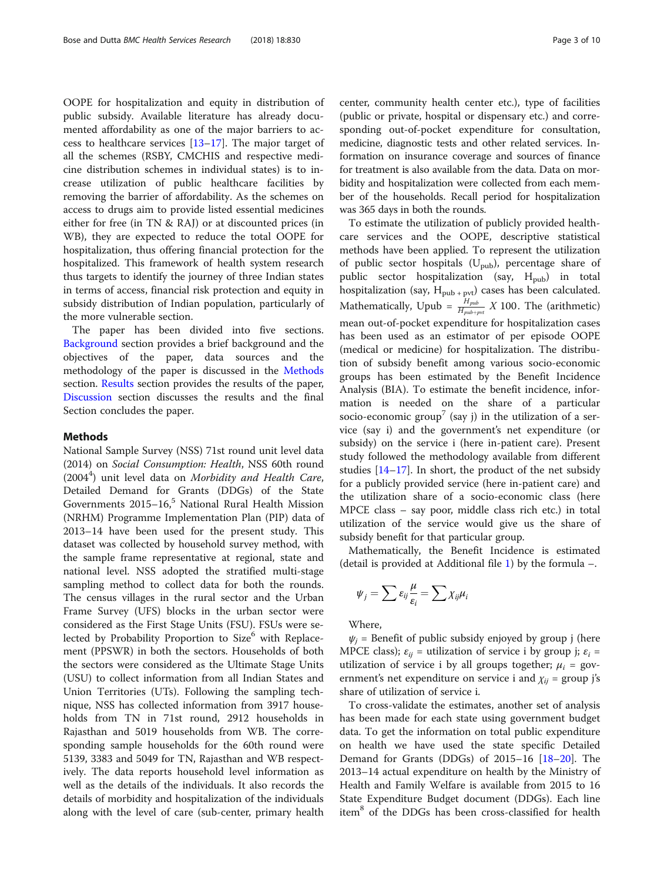OOPE for hospitalization and equity in distribution of public subsidy. Available literature has already documented affordability as one of the major barriers to access to healthcare services [13–17]. The major target of all the schemes (RSBY, CMCHIS and respective medicine distribution schemes in individual states) is to increase utilization of public healthcare facilities by removing the barrier of affordability. As the schemes on access to drugs aim to provide listed essential medicines either for free (in TN & RAJ) or at discounted prices (in WB), they are expected to reduce the total OOPE for hospitalization, thus offering financial protection for the hospitalized. This framework of health system research thus targets to identify the journey of three Indian states in terms of access, financial risk protection and equity in subsidy distribution of Indian population, particularly of the more vulnerable section.

The paper has been divided into five sections. Background section provides a brief background and the objectives of the paper, data sources and the methodology of the paper is discussed in the Methods section. Results section provides the results of the paper, Discussion section discusses the results and the final Section concludes the paper.

## Methods

National Sample Survey (NSS) 71st round unit level data (2014) on *Social Consumption: Health*, NSS 60th round (2004[4]) unit level data on *Morbidity and Health Care*, Detailed Demand for Grants (DDGs) of the State Governments 2015–16,[5] National Rural Health Mission (NRHM) Programme Implementation Plan (PIP) data of 2013–14 have been used for the present study. This dataset was collected by household survey method, with the sample frame representative at regional, state and national level. NSS adopted the stratified multi-stage sampling method to collect data for both the rounds. The census villages in the rural sector and the Urban Frame Survey (UFS) blocks in the urban sector were considered as the First Stage Units (FSU). FSUs were selected by Probability Proportion to Size[6] with Replacement (PPSWR) in both the sectors. Households of both the sectors were considered as the Ultimate Stage Units (USU) to collect information from all Indian States and Union Territories (UTs). Following the sampling technique, NSS has collected information from 3917 households from TN in 71st round, 2912 households in Rajasthan and 5019 households from WB. The corresponding sample households for the 60th round were 5139, 3383 and 5049 for TN, Rajasthan and WB respectively. The data reports household level information as well as the details of the individuals. It also records the details of morbidity and hospitalization of the individuals along with the level of care (sub-center, primary health center, community health center etc.), type of facilities (public or private, hospital or dispensary etc.) and corresponding out-of-pocket expenditure for consultation, medicine, diagnostic tests and other related services. Information on insurance coverage and sources of finance for treatment is also available from the data. Data on morbidity and hospitalization were collected from each member of the households. Recall period for hospitalization was 365 days in both the rounds.

To estimate the utilization of publicly provided healthcare services and the OOPE, descriptive statistical methods have been applied. To represent the utilization of public sector hospitals ($U_{pub}$), percentage share of public sector hospitalization (say, $H_{pub}$) in total hospitalization (say, $H_{pub+pvt}$) cases has been calculated. Mathematically, Upub = $\frac{H_{pub}}{H_{pub+pvt}} X\ 100$. The (arithmetic) mean out-of-pocket expenditure for hospitalization cases has been used as an estimator of per episode OOPE (medical or medicine) for hospitalization. The distribution of subsidy benefit among various socio-economic groups has been estimated by the Benefit Incidence Analysis (BIA). To estimate the benefit incidence, information is needed on the share of a particular socio-economic group[7] (say j) in the utilization of a service (say i) and the government's net expenditure (or subsidy) on the service i (here in-patient care). Present study followed the methodology available from different studies [14–17]. In short, the product of the net subsidy for a publicly provided service (here in-patient care) and the utilization share of a socio-economic class (here MPCE class – say poor, middle class rich etc.) in total utilization of the service would give us the share of subsidy benefit for that particular group.

Mathematically, the Benefit Incidence is estimated (detail is provided at Additional file 1) by the formula –.

$$\psi_j = \sum \varepsilon_{ij} \frac{\mu}{\varepsilon_i} = \sum \chi_{ij} \mu_i$$

Where,

$\psi_j$ = Benefit of public subsidy enjoyed by group j (here MPCE class); $\varepsilon_{ij}$ = utilization of service i by group j; $\varepsilon_i$ = utilization of service i by all groups together; $\mu_i$ = government's net expenditure on service i and $\chi_{ij}$ = group j's share of utilization of service i.

To cross-validate the estimates, another set of analysis has been made for each state using government budget data. To get the information on total public expenditure on health we have used the state specific Detailed Demand for Grants (DDGs) of 2015–16 [18–20]. The 2013–14 actual expenditure on health by the Ministry of Health and Family Welfare is available from 2015 to 16 State Expenditure Budget document (DDGs). Each line item[8] of the DDGs has been cross-classified for health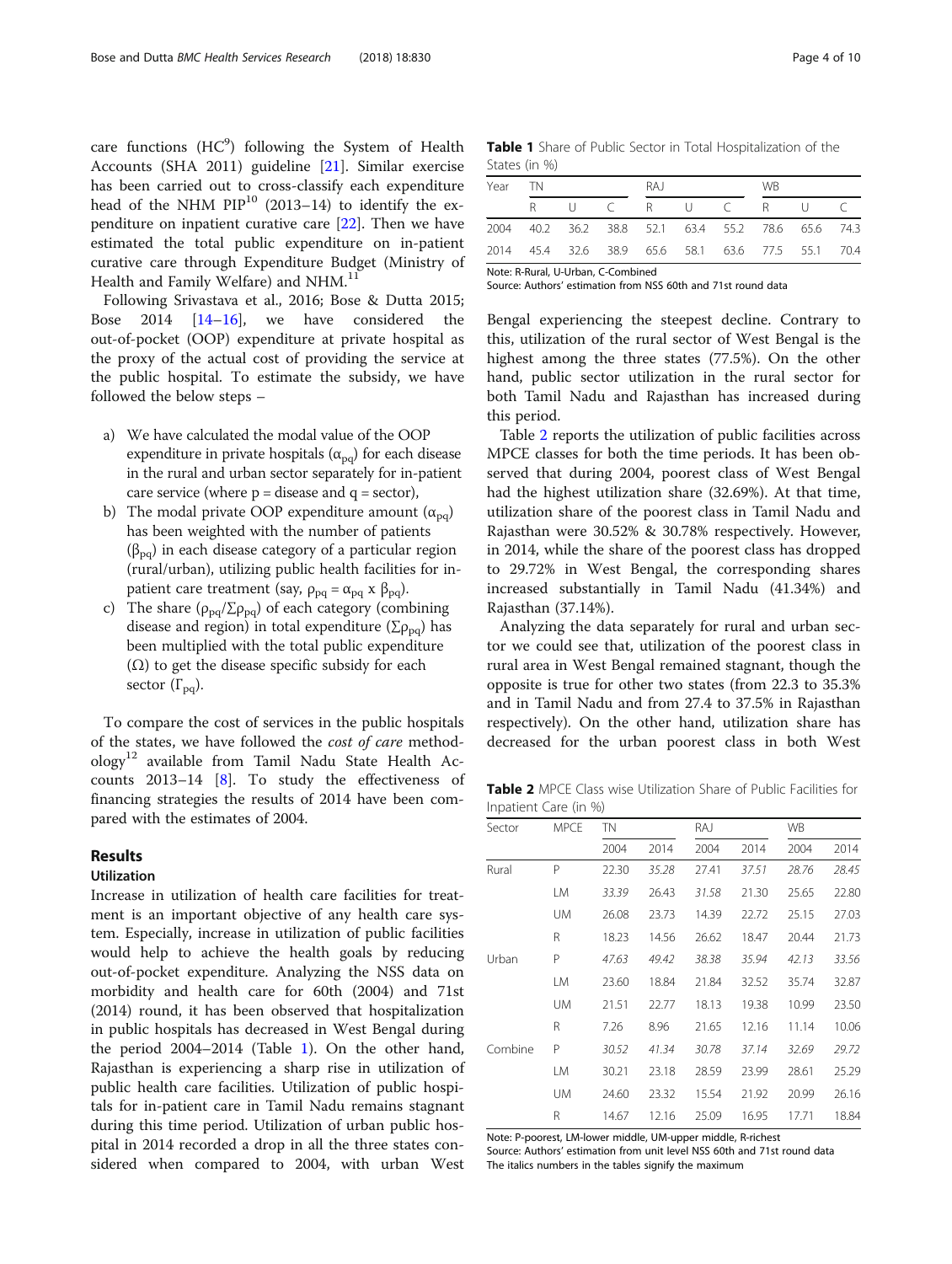care functions (HC[9]) following the System of Health Accounts (SHA 2011) guideline [21]. Similar exercise has been carried out to cross-classify each expenditure head of the NHM PIP[10] (2013–14) to identify the expenditure on inpatient curative care [22]. Then we have estimated the total public expenditure on in-patient curative care through Expenditure Budget (Ministry of Health and Family Welfare) and NHM.[11]

Following Srivastava et al., 2016; Bose & Dutta 2015; Bose 2014 [14–16], we have considered the out-of-pocket (OOP) expenditure at private hospital as the proxy of the actual cost of providing the service at the public hospital. To estimate the subsidy, we have followed the below steps –

a) We have calculated the modal value of the OOP expenditure in private hospitals ($\alpha_{pq}$) for each disease in the rural and urban sector separately for in-patient care service (where p = disease and q = sector),
b) The modal private OOP expenditure amount ($\alpha_{pq}$) has been weighted with the number of patients ($\beta_{pq}$) in each disease category of a particular region (rural/urban), utilizing public health facilities for in-patient care treatment (say, $\rho_{pq} = \alpha_{pq} \times \beta_{pq}$).
c) The share ($\rho_{pq}/\Sigma\rho_{pq}$) of each category (combining disease and region) in total expenditure ($\Sigma\rho_{pq}$) has been multiplied with the total public expenditure ($\Omega$) to get the disease specific subsidy for each sector ($\Gamma_{pq}$).

To compare the cost of services in the public hospitals of the states, we have followed the *cost of care* methodology[12] available from Tamil Nadu State Health Accounts 2013–14 [8]. To study the effectiveness of financing strategies the results of 2014 have been compared with the estimates of 2004.

## Results

### Utilization

Increase in utilization of health care facilities for treatment is an important objective of any health care system. Especially, increase in utilization of public facilities would help to achieve the health goals by reducing out-of-pocket expenditure. Analyzing the NSS data on morbidity and health care for 60th (2004) and 71st (2014) round, it has been observed that hospitalization in public hospitals has decreased in West Bengal during the period 2004–2014 (Table 1). On the other hand, Rajasthan is experiencing a sharp rise in utilization of public health care facilities. Utilization of public hospitals for in-patient care in Tamil Nadu remains stagnant during this time period. Utilization of urban public hospital in 2014 recorded a drop in all the three states considered when compared to 2004, with urban West Bengal experiencing the steepest decline. Contrary to this, utilization of the rural sector of West Bengal is the highest among the three states (77.5%). On the other hand, public sector utilization in the rural sector for both Tamil Nadu and Rajasthan has increased during this period.

**Table 1** Share of Public Sector in Total Hospitalization of the States (in %)

| Year | TN | | | RAJ | | | WB | | |
|---|---|---|---|---|---|---|---|---|---|
| | R | U | C | R | U | C | R | U | C |
| 2004 | 40.2 | 36.2 | 38.8 | 52.1 | 63.4 | 55.2 | 78.6 | 65.6 | 74.3 |
| 2014 | 45.4 | 32.6 | 38.9 | 65.6 | 58.1 | 63.6 | 77.5 | 55.1 | 70.4 |

Note: R-Rural, U-Urban, C-Combined
Source: Authors' estimation from NSS 60th and 71st round data

Table 2 reports the utilization of public facilities across MPCE classes for both the time periods. It has been observed that during 2004, poorest class of West Bengal had the highest utilization share (32.69%). At that time, utilization share of the poorest class in Tamil Nadu and Rajasthan were 30.52% & 30.78% respectively. However, in 2014, while the share of the poorest class has dropped to 29.72% in West Bengal, the corresponding shares increased substantially in Tamil Nadu (41.34%) and Rajasthan (37.14%).

Analyzing the data separately for rural and urban sector we could see that, utilization of the poorest class in rural area in West Bengal remained stagnant, though the opposite is true for other two states (from 22.3 to 35.3% and in Tamil Nadu and from 27.4 to 37.5% in Rajasthan respectively). On the other hand, utilization share has decreased for the urban poorest class in both West

**Table 2** MPCE Class wise Utilization Share of Public Facilities for Inpatient Care (in %)

| Sector | MPCE | TN | | RAJ | | WB | |
|---|---|---|---|---|---|---|---|
| | | 2004 | 2014 | 2004 | 2014 | 2004 | 2014 |
| Rural | P | 22.30 | *35.28* | 27.41 | *37.51* | *28.76* | *28.45* |
| | LM | *33.39* | 26.43 | *31.58* | 21.30 | 25.65 | 22.80 |
| | UM | 26.08 | 23.73 | 14.39 | 22.72 | 25.15 | 27.03 |
| | R | 18.23 | 14.56 | 26.62 | 18.47 | 20.44 | 21.73 |
| Urban | P | *47.63* | *49.42* | *38.38* | *35.94* | *42.13* | *33.56* |
| | LM | 23.60 | 18.84 | 21.84 | 32.52 | 35.74 | 32.87 |
| | UM | 21.51 | 22.77 | 18.13 | 19.38 | 10.99 | 23.50 |
| | R | 7.26 | 8.96 | 21.65 | 12.16 | 11.14 | 10.06 |
| Combine | P | *30.52* | *41.34* | *30.78* | *37.14* | *32.69* | *29.72* |
| | LM | 30.21 | 23.18 | 28.59 | 23.99 | 28.61 | 25.29 |
| | UM | 24.60 | 23.32 | 15.54 | 21.92 | 20.99 | 26.16 |
| | R | 14.67 | 12.16 | 25.09 | 16.95 | 17.71 | 18.84 |

Note: P-poorest, LM-lower middle, UM-upper middle, R-richest
Source: Authors' estimation from unit level NSS 60th and 71st round data
The italics numbers in the tables signify the maximum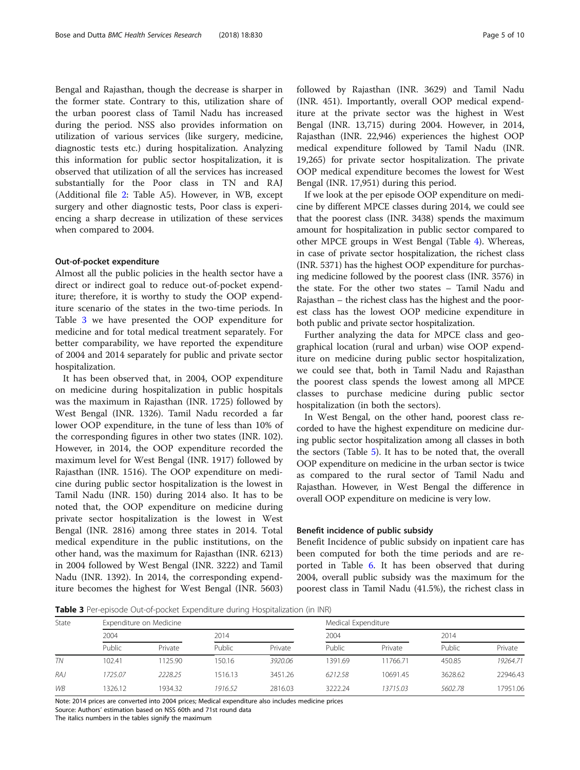Bengal and Rajasthan, though the decrease is sharper in the former state. Contrary to this, utilization share of the urban poorest class of Tamil Nadu has increased during the period. NSS also provides information on utilization of various services (like surgery, medicine, diagnostic tests etc.) during hospitalization. Analyzing this information for public sector hospitalization, it is observed that utilization of all the services has increased substantially for the Poor class in TN and RAJ (Additional file 2: Table A5). However, in WB, except surgery and other diagnostic tests, Poor class is experiencing a sharp decrease in utilization of these services when compared to 2004.

#### Out-of-pocket expenditure

Almost all the public policies in the health sector have a direct or indirect goal to reduce out-of-pocket expenditure; therefore, it is worthy to study the OOP expenditure scenario of the states in the two-time periods. In Table 3 we have presented the OOP expenditure for medicine and for total medical treatment separately. For better comparability, we have reported the expenditure of 2004 and 2014 separately for public and private sector hospitalization.

It has been observed that, in 2004, OOP expenditure on medicine during hospitalization in public hospitals was the maximum in Rajasthan (INR. 1725) followed by West Bengal (INR. 1326). Tamil Nadu recorded a far lower OOP expenditure, in the tune of less than 10% of the corresponding figures in other two states (INR. 102). However, in 2014, the OOP expenditure recorded the maximum level for West Bengal (INR. 1917) followed by Rajasthan (INR. 1516). The OOP expenditure on medicine during public sector hospitalization is the lowest in Tamil Nadu (INR. 150) during 2014 also. It has to be noted that, the OOP expenditure on medicine during private sector hospitalization is the lowest in West Bengal (INR. 2816) among three states in 2014. Total medical expenditure in the public institutions, on the other hand, was the maximum for Rajasthan (INR. 6213) in 2004 followed by West Bengal (INR. 3222) and Tamil Nadu (INR. 1392). In 2014, the corresponding expenditure becomes the highest for West Bengal (INR. 5603) followed by Rajasthan (INR. 3629) and Tamil Nadu (INR. 451). Importantly, overall OOP medical expenditure at the private sector was the highest in West Bengal (INR. 13,715) during 2004. However, in 2014, Rajasthan (INR. 22,946) experiences the highest OOP medical expenditure followed by Tamil Nadu (INR. 19,265) for private sector hospitalization. The private OOP medical expenditure becomes the lowest for West Bengal (INR. 17,951) during this period.

If we look at the per episode OOP expenditure on medicine by different MPCE classes during 2014, we could see that the poorest class (INR. 3438) spends the maximum amount for hospitalization in public sector compared to other MPCE groups in West Bengal (Table 4). Whereas, in case of private sector hospitalization, the richest class (INR. 5371) has the highest OOP expenditure for purchasing medicine followed by the poorest class (INR. 3576) in the state. For the other two states – Tamil Nadu and Rajasthan – the richest class has the highest and the poorest class has the lowest OOP medicine expenditure in both public and private sector hospitalization.

Further analyzing the data for MPCE class and geographical location (rural and urban) wise OOP expenditure on medicine during public sector hospitalization, we could see that, both in Tamil Nadu and Rajasthan the poorest class spends the lowest among all MPCE classes to purchase medicine during public sector hospitalization (in both the sectors).

In West Bengal, on the other hand, poorest class recorded to have the highest expenditure on medicine during public sector hospitalization among all classes in both the sectors (Table 5). It has to be noted that, the overall OOP expenditure on medicine in the urban sector is twice as compared to the rural sector of Tamil Nadu and Rajasthan. However, in West Bengal the difference in overall OOP expenditure on medicine is very low.

#### Benefit incidence of public subsidy

Benefit Incidence of public subsidy on inpatient care has been computed for both the time periods and are reported in Table 6. It has been observed that during 2004, overall public subsidy was the maximum for the poorest class in Tamil Nadu (41.5%), the richest class in

**Table 3** Per-episode Out-of-pocket Expenditure during Hospitalization (in INR)

| State | Expenditure on Medicine | | | | Medical Expenditure | | | |
|---|---|---|---|---|---|---|---|---|
| | 2004 | | 2014 | | 2004 | | 2014 | |
| | Public | Private | Public | Private | Public | Private | Public | Private |
| *TN* | 102.41 | 1125.90 | 150.16 | *3920.06* | 1391.69 | 11766.71 | 450.85 | *19264.71* |
| *RAJ* | *1725.07* | *2228.25* | 1516.13 | 3451.26 | *6212.58* | 10691.45 | 3628.62 | 22946.43 |
| *WB* | 1326.12 | 1934.32 | *1916.52* | 2816.03 | 3222.24 | *13715.03* | *5602.78* | 17951.06 |

Note: 2014 prices are converted into 2004 prices; Medical expenditure also includes medicine prices
Source: Authors' estimation based on NSS 60th and 71st round data
The italics numbers in the tables signify the maximum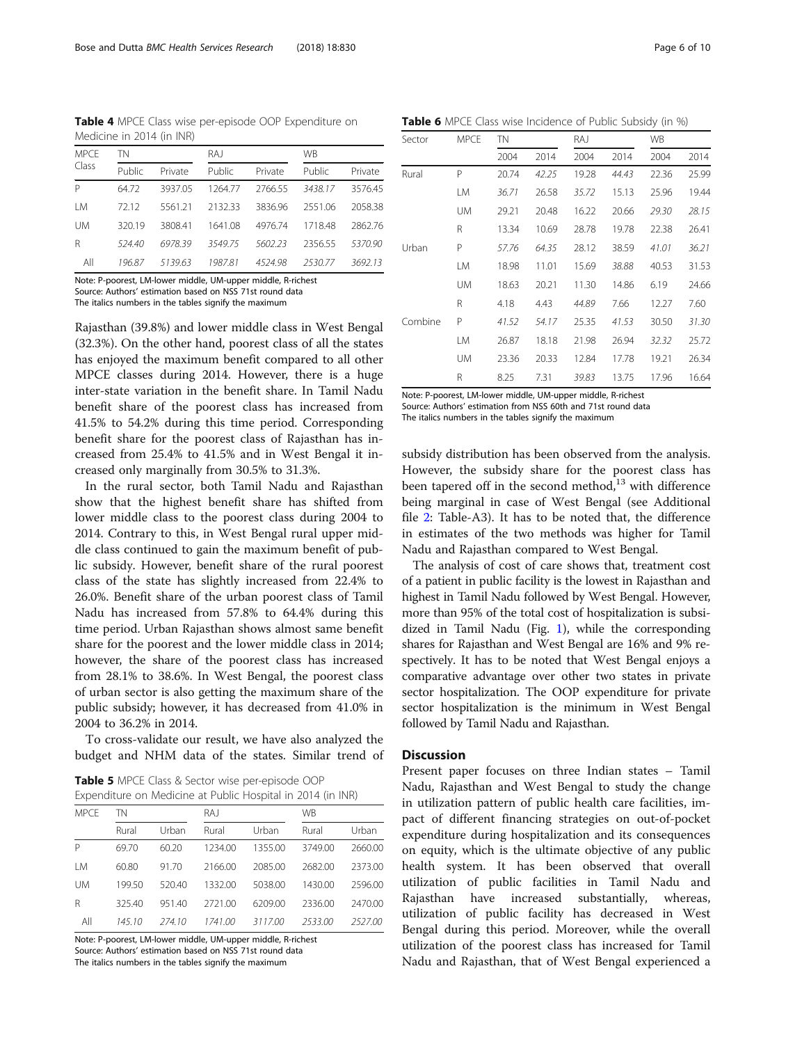**Table 4** MPCE Class wise per-episode OOP Expenditure on Medicine in 2014 (in INR)

| MPCE Class | TN | | RAJ | | WB | |
|---|---|---|---|---|---|---|
| | Public | Private | Public | Private | Public | Private |
| P | 64.72 | 3937.05 | 1264.77 | 2766.55 | *3438.17* | 3576.45 |
| LM | 72.12 | 5561.21 | 2132.33 | 3836.96 | 2551.06 | 2058.38 |
| UM | 320.19 | 3808.41 | 1641.08 | 4976.74 | 1718.48 | 2862.76 |
| R | *524.40* | *6978.39* | *3549.75* | *5602.23* | 2356.55 | *5370.90* |
| All | *196.87* | *5139.63* | *1987.81* | *4524.98* | *2530.77* | *3692.13* |

Note: P-poorest, LM-lower middle, UM-upper middle, R-richest
Source: Authors' estimation based on NSS 71st round data
The italics numbers in the tables signify the maximum

Rajasthan (39.8%) and lower middle class in West Bengal (32.3%). On the other hand, poorest class of all the states has enjoyed the maximum benefit compared to all other MPCE classes during 2014. However, there is a huge inter-state variation in the benefit share. In Tamil Nadu benefit share of the poorest class has increased from 41.5% to 54.2% during this time period. Corresponding benefit share for the poorest class of Rajasthan has increased from 25.4% to 41.5% and in West Bengal it increased only marginally from 30.5% to 31.3%.

In the rural sector, both Tamil Nadu and Rajasthan show that the highest benefit share has shifted from lower middle class to the poorest class during 2004 to 2014. Contrary to this, in West Bengal rural upper middle class continued to gain the maximum benefit of public subsidy. However, benefit share of the rural poorest class of the state has slightly increased from 22.4% to 26.0%. Benefit share of the urban poorest class of Tamil Nadu has increased from 57.8% to 64.4% during this time period. Urban Rajasthan shows almost same benefit share for the poorest and the lower middle class in 2014; however, the share of the poorest class has increased from 28.1% to 38.6%. In West Bengal, the poorest class of urban sector is also getting the maximum share of the public subsidy; however, it has decreased from 41.0% in 2004 to 36.2% in 2014.

To cross-validate our result, we have also analyzed the budget and NHM data of the states. Similar trend of

**Table 5** MPCE Class & Sector wise per-episode OOP Expenditure on Medicine at Public Hospital in 2014 (in INR)

| MPCE | TN | | RAJ | | WB | |
|---|---|---|---|---|---|---|
| | Rural | Urban | Rural | Urban | Rural | Urban |
| P | 69.70 | 60.20 | 1234.00 | 1355.00 | 3749.00 | 2660.00 |
| LM | 60.80 | 91.70 | 2166.00 | 2085.00 | 2682.00 | 2373.00 |
| UM | 199.50 | 520.40 | 1332.00 | 5038.00 | 1430.00 | 2596.00 |
| R | 325.40 | 951.40 | 2721.00 | 6209.00 | 2336.00 | 2470.00 |
| All | *145.10* | *274.10* | *1741.00* | *3117.00* | *2533.00* | *2527.00* |

Note: P-poorest, LM-lower middle, UM-upper middle, R-richest
Source: Authors' estimation based on NSS 71st round data
The italics numbers in the tables signify the maximum

**Table 6** MPCE Class wise Incidence of Public Subsidy (in %)

| Sector | MPCE | TN | | RAJ | | WB | |
|---|---|---|---|---|---|---|---|
| | | 2004 | 2014 | 2004 | 2014 | 2004 | 2014 |
| Rural | P | 20.74 | *42.25* | 19.28 | *44.43* | 22.36 | 25.99 |
| | LM | *36.71* | 26.58 | *35.72* | 15.13 | 25.96 | 19.44 |
| | UM | 29.21 | 20.48 | 16.22 | 20.66 | *29.30* | *28.15* |
| | R | 13.34 | 10.69 | 28.78 | 19.78 | 22.38 | 26.41 |
| Urban | P | *57.76* | *64.35* | 28.12 | 38.59 | *41.01* | *36.21* |
| | LM | 18.98 | 11.01 | 15.69 | *38.88* | 40.53 | 31.53 |
| | UM | 18.63 | 20.21 | 11.30 | 14.86 | 6.19 | 24.66 |
| | R | 4.18 | 4.43 | *44.89* | 7.66 | 12.27 | 7.60 |
| Combine | P | *41.52* | *54.17* | 25.35 | *41.53* | 30.50 | *31.30* |
| | LM | 26.87 | 18.18 | 21.98 | 26.94 | *32.32* | 25.72 |
| | UM | 23.36 | 20.33 | 12.84 | 17.78 | 19.21 | 26.34 |
| | R | 8.25 | 7.31 | *39.83* | 13.75 | 17.96 | 16.64 |

Note: P-poorest, LM-lower middle, UM-upper middle, R-richest
Source: Authors' estimation from NSS 60th and 71st round data
The italics numbers in the tables signify the maximum

subsidy distribution has been observed from the analysis. However, the subsidy share for the poorest class has been tapered off in the second method,[13] with difference being marginal in case of West Bengal (see Additional file 2: Table-A3). It has to be noted that, the difference in estimates of the two methods was higher for Tamil Nadu and Rajasthan compared to West Bengal.

The analysis of cost of care shows that, treatment cost of a patient in public facility is the lowest in Rajasthan and highest in Tamil Nadu followed by West Bengal. However, more than 95% of the total cost of hospitalization is subsidized in Tamil Nadu (Fig. 1), while the corresponding shares for Rajasthan and West Bengal are 16% and 9% respectively. It has to be noted that West Bengal enjoys a comparative advantage over other two states in private sector hospitalization. The OOP expenditure for private sector hospitalization is the minimum in West Bengal followed by Tamil Nadu and Rajasthan.

## Discussion

Present paper focuses on three Indian states – Tamil Nadu, Rajasthan and West Bengal to study the change in utilization pattern of public health care facilities, impact of different financing strategies on out-of-pocket expenditure during hospitalization and its consequences on equity, which is the ultimate objective of any public health system. It has been observed that overall utilization of public facilities in Tamil Nadu and Rajasthan have increased substantially, whereas, utilization of public facility has decreased in West Bengal during this period. Moreover, while the overall utilization of the poorest class has increased for Tamil Nadu and Rajasthan, that of West Bengal experienced a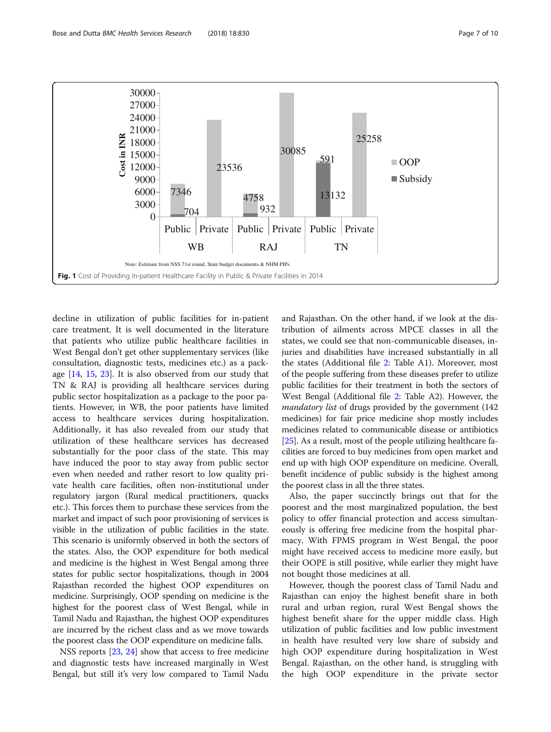Cost in INR

30000
27000
24000
21000
18000
15000
12000
9000
6000
3000
0

7346
704
23536
4758
932
30085
591
13132
25258

Public | Private | Public | Private | Public | Private

WB | RAJ | TN

OOP
Subsidy

Note: Estimate from NSS 71st round, State budget documents & NHM PIPs.

**Fig. 1** Cost of Providing In-patient Healthcare Facility in Public & Private Facilities in 2014

decline in utilization of public facilities for in-patient care treatment. It is well documented in the literature that patients who utilize public healthcare facilities in West Bengal don't get other supplementary services (like consultation, diagnostic tests, medicines etc.) as a package [14, 15, 23]. It is also observed from our study that TN & RAJ is providing all healthcare services during public sector hospitalization as a package to the poor patients. However, in WB, the poor patients have limited access to healthcare services during hospitalization. Additionally, it has also revealed from our study that utilization of these healthcare services has decreased substantially for the poor class of the state. This may have induced the poor to stay away from public sector even when needed and rather resort to low quality private health care facilities, often non-institutional under regulatory jargon (Rural medical practitioners, quacks etc.). This forces them to purchase these services from the market and impact of such poor provisioning of services is visible in the utilization of public facilities in the state. This scenario is uniformly observed in both the sectors of the states. Also, the OOP expenditure for both medical and medicine is the highest in West Bengal among three states for public sector hospitalizations, though in 2004 Rajasthan recorded the highest OOP expenditures on medicine. Surprisingly, OOP spending on medicine is the highest for the poorest class of West Bengal, while in Tamil Nadu and Rajasthan, the highest OOP expenditures are incurred by the richest class and as we move towards the poorest class the OOP expenditure on medicine falls.

NSS reports [23, 24] show that access to free medicine and diagnostic tests have increased marginally in West Bengal, but still it's very low compared to Tamil Nadu and Rajasthan. On the other hand, if we look at the distribution of ailments across MPCE classes in all the states, we could see that non-communicable diseases, injuries and disabilities have increased substantially in all the states (Additional file 2: Table A1). Moreover, most of the people suffering from these diseases prefer to utilize public facilities for their treatment in both the sectors of West Bengal (Additional file 2: Table A2). However, the *mandatory list* of drugs provided by the government (142 medicines) for fair price medicine shop mostly includes medicines related to communicable disease or antibiotics [25]. As a result, most of the people utilizing healthcare facilities are forced to buy medicines from open market and end up with high OOP expenditure on medicine. Overall, benefit incidence of public subsidy is the highest among the poorest class in all the three states.

Also, the paper succinctly brings out that for the poorest and the most marginalized population, the best policy to offer financial protection and access simultaneously is offering free medicine from the hospital pharmacy. With FPMS program in West Bengal, the poor might have received access to medicine more easily, but their OOPE is still positive, while earlier they might have not bought those medicines at all.

However, though the poorest class of Tamil Nadu and Rajasthan can enjoy the highest benefit share in both rural and urban region, rural West Bengal shows the highest benefit share for the upper middle class. High utilization of public facilities and low public investment in health have resulted very low share of subsidy and high OOP expenditure during hospitalization in West Bengal. Rajasthan, on the other hand, is struggling with the high OOP expenditure in the private sector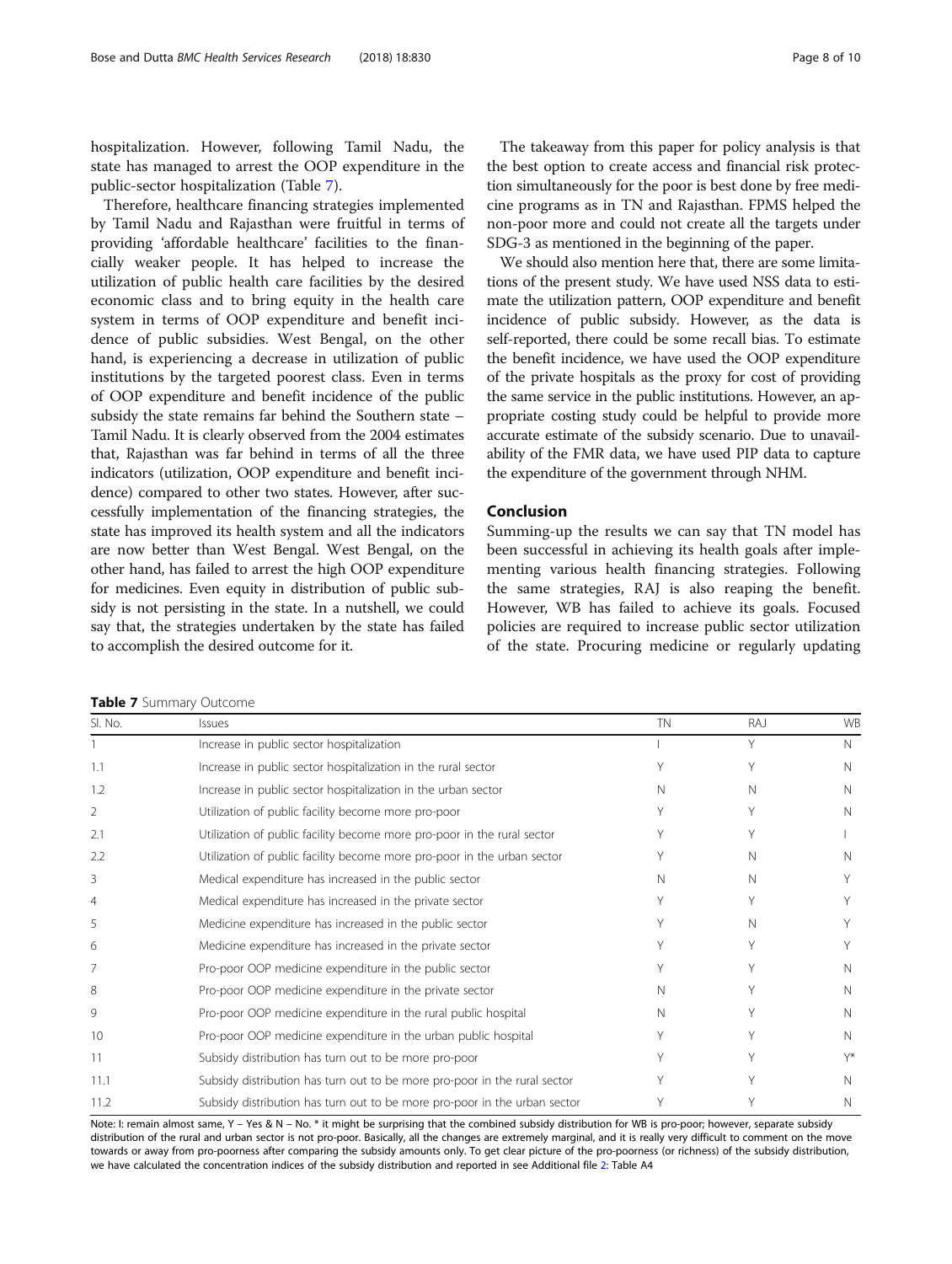hospitalization. However, following Tamil Nadu, the state has managed to arrest the OOP expenditure in the public-sector hospitalization (Table 7).

Therefore, healthcare financing strategies implemented by Tamil Nadu and Rajasthan were fruitful in terms of providing 'affordable healthcare' facilities to the financially weaker people. It has helped to increase the utilization of public health care facilities by the desired economic class and to bring equity in the health care system in terms of OOP expenditure and benefit incidence of public subsidies. West Bengal, on the other hand, is experiencing a decrease in utilization of public institutions by the targeted poorest class. Even in terms of OOP expenditure and benefit incidence of the public subsidy the state remains far behind the Southern state – Tamil Nadu. It is clearly observed from the 2004 estimates that, Rajasthan was far behind in terms of all the three indicators (utilization, OOP expenditure and benefit incidence) compared to other two states. However, after successfully implementation of the financing strategies, the state has improved its health system and all the indicators are now better than West Bengal. West Bengal, on the other hand, has failed to arrest the high OOP expenditure for medicines. Even equity in distribution of public subsidy is not persisting in the state. In a nutshell, we could say that, the strategies undertaken by the state has failed to accomplish the desired outcome for it.

The takeaway from this paper for policy analysis is that the best option to create access and financial risk protection simultaneously for the poor is best done by free medicine programs as in TN and Rajasthan. FPMS helped the non-poor more and could not create all the targets under SDG-3 as mentioned in the beginning of the paper.

We should also mention here that, there are some limitations of the present study. We have used NSS data to estimate the utilization pattern, OOP expenditure and benefit incidence of public subsidy. However, as the data is self-reported, there could be some recall bias. To estimate the benefit incidence, we have used the OOP expenditure of the private hospitals as the proxy for cost of providing the same service in the public institutions. However, an appropriate costing study could be helpful to provide more accurate estimate of the subsidy scenario. Due to unavailability of the FMR data, we have used PIP data to capture the expenditure of the government through NHM.

## Conclusion

Summing-up the results we can say that TN model has been successful in achieving its health goals after implementing various health financing strategies. Following the same strategies, RAJ is also reaping the benefit. However, WB has failed to achieve its goals. Focused policies are required to increase public sector utilization of the state. Procuring medicine or regularly updating

**Table 7** Summary Outcome

| Sl. No. | Issues | TN | RAJ | WB |
|---|---|---|---|---|
| 1 | Increase in public sector hospitalization | I | Y | N |
| 1.1 | Increase in public sector hospitalization in the rural sector | Y | Y | N |
| 1.2 | Increase in public sector hospitalization in the urban sector | N | N | N |
| 2 | Utilization of public facility become more pro-poor | Y | Y | N |
| 2.1 | Utilization of public facility become more pro-poor in the rural sector | Y | Y | I |
| 2.2 | Utilization of public facility become more pro-poor in the urban sector | Y | N | N |
| 3 | Medical expenditure has increased in the public sector | N | N | Y |
| 4 | Medical expenditure has increased in the private sector | Y | Y | Y |
| 5 | Medicine expenditure has increased in the public sector | Y | N | Y |
| 6 | Medicine expenditure has increased in the private sector | Y | Y | Y |
| 7 | Pro-poor OOP medicine expenditure in the public sector | Y | Y | N |
| 8 | Pro-poor OOP medicine expenditure in the private sector | N | Y | N |
| 9 | Pro-poor OOP medicine expenditure in the rural public hospital | N | Y | N |
| 10 | Pro-poor OOP medicine expenditure in the urban public hospital | Y | Y | N |
| 11 | Subsidy distribution has turn out to be more pro-poor | Y | Y | Y* |
| 11.1 | Subsidy distribution has turn out to be more pro-poor in the rural sector | Y | Y | N |
| 11.2 | Subsidy distribution has turn out to be more pro-poor in the urban sector | Y | Y | N |

Note: I: remain almost same, Y – Yes & N – No. * it might be surprising that the combined subsidy distribution for WB is pro-poor; however, separate subsidy distribution of the rural and urban sector is not pro-poor. Basically, all the changes are extremely marginal, and it is really very difficult to comment on the move towards or away from pro-poorness after comparing the subsidy amounts only. To get clear picture of the pro-poorness (or richness) of the subsidy distribution, we have calculated the concentration indices of the subsidy distribution and reported in see Additional file 2: Table A4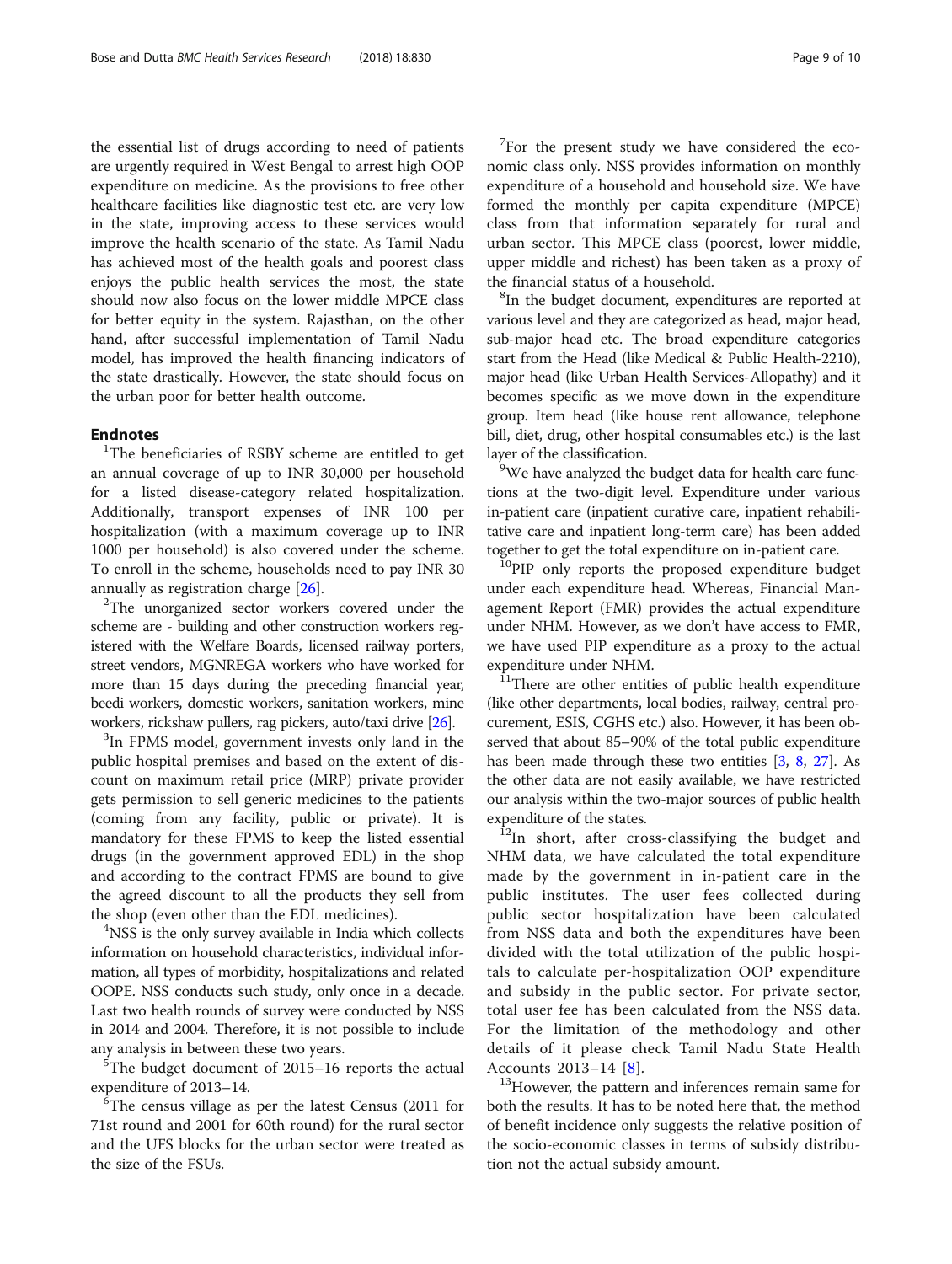the essential list of drugs according to need of patients are urgently required in West Bengal to arrest high OOP expenditure on medicine. As the provisions to free other healthcare facilities like diagnostic test etc. are very low in the state, improving access to these services would improve the health scenario of the state. As Tamil Nadu has achieved most of the health goals and poorest class enjoys the public health services the most, the state should now also focus on the lower middle MPCE class for better equity in the system. Rajasthan, on the other hand, after successful implementation of Tamil Nadu model, has improved the health financing indicators of the state drastically. However, the state should focus on the urban poor for better health outcome.

## Endnotes

[1]The beneficiaries of RSBY scheme are entitled to get an annual coverage of up to INR 30,000 per household for a listed disease-category related hospitalization. Additionally, transport expenses of INR 100 per hospitalization (with a maximum coverage up to INR 1000 per household) is also covered under the scheme. To enroll in the scheme, households need to pay INR 30 annually as registration charge [26].

[2]The unorganized sector workers covered under the scheme are - building and other construction workers registered with the Welfare Boards, licensed railway porters, street vendors, MGNREGA workers who have worked for more than 15 days during the preceding financial year, beedi workers, domestic workers, sanitation workers, mine workers, rickshaw pullers, rag pickers, auto/taxi drive [26].

[3]In FPMS model, government invests only land in the public hospital premises and based on the extent of discount on maximum retail price (MRP) private provider gets permission to sell generic medicines to the patients (coming from any facility, public or private). It is mandatory for these FPMS to keep the listed essential drugs (in the government approved EDL) in the shop and according to the contract FPMS are bound to give the agreed discount to all the products they sell from the shop (even other than the EDL medicines).

[4]NSS is the only survey available in India which collects information on household characteristics, individual information, all types of morbidity, hospitalizations and related OOPE. NSS conducts such study, only once in a decade. Last two health rounds of survey were conducted by NSS in 2014 and 2004. Therefore, it is not possible to include any analysis in between these two years.

[5]The budget document of 2015–16 reports the actual expenditure of 2013–14.

[6]The census village as per the latest Census (2011 for 71st round and 2001 for 60th round) for the rural sector and the UFS blocks for the urban sector were treated as the size of the FSUs.

[7]For the present study we have considered the economic class only. NSS provides information on monthly expenditure of a household and household size. We have formed the monthly per capita expenditure (MPCE) class from that information separately for rural and urban sector. This MPCE class (poorest, lower middle, upper middle and richest) has been taken as a proxy of the financial status of a household.

[8]In the budget document, expenditures are reported at various level and they are categorized as head, major head, sub-major head etc. The broad expenditure categories start from the Head (like Medical & Public Health-2210), major head (like Urban Health Services-Allopathy) and it becomes specific as we move down in the expenditure group. Item head (like house rent allowance, telephone bill, diet, drug, other hospital consumables etc.) is the last layer of the classification.

[9]We have analyzed the budget data for health care functions at the two-digit level. Expenditure under various in-patient care (inpatient curative care, inpatient rehabilitative care and inpatient long-term care) has been added together to get the total expenditure on in-patient care.

[10]PIP only reports the proposed expenditure budget under each expenditure head. Whereas, Financial Management Report (FMR) provides the actual expenditure under NHM. However, as we don't have access to FMR, we have used PIP expenditure as a proxy to the actual expenditure under NHM.

[11]There are other entities of public health expenditure (like other departments, local bodies, railway, central procurement, ESIS, CGHS etc.) also. However, it has been observed that about 85–90% of the total public expenditure has been made through these two entities [3, 8, 27]. As the other data are not easily available, we have restricted our analysis within the two-major sources of public health expenditure of the states.

[12]In short, after cross-classifying the budget and NHM data, we have calculated the total expenditure made by the government in in-patient care in the public institutes. The user fees collected during public sector hospitalization have been calculated from NSS data and both the expenditures have been divided with the total utilization of the public hospitals to calculate per-hospitalization OOP expenditure and subsidy in the public sector. For private sector, total user fee has been calculated from the NSS data. For the limitation of the methodology and other details of it please check Tamil Nadu State Health Accounts 2013–14 [8].

[13]However, the pattern and inferences remain same for both the results. It has to be noted here that, the method of benefit incidence only suggests the relative position of the socio-economic classes in terms of subsidy distribution not the actual subsidy amount.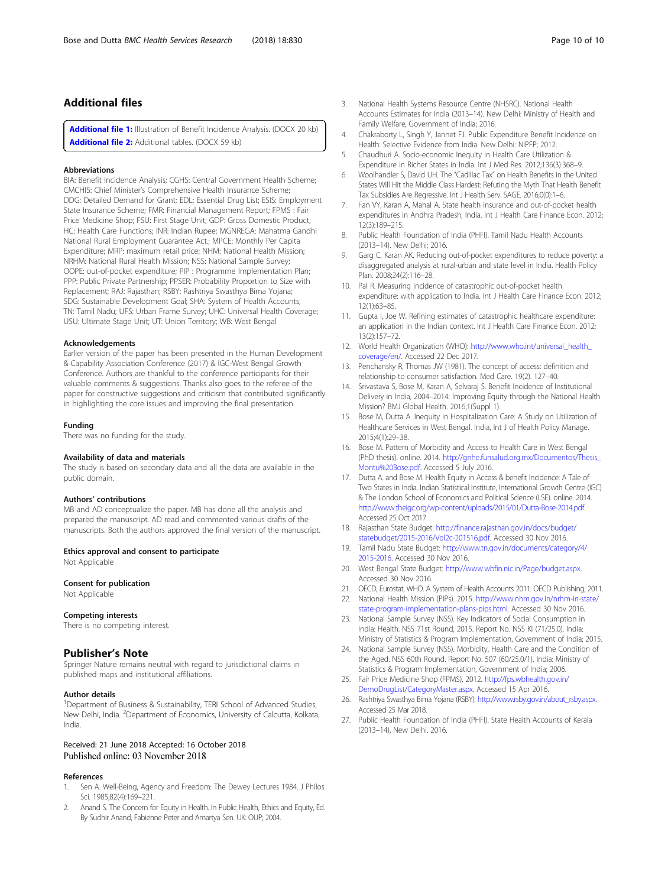## Additional files

**Additional file 1:** Illustration of Benefit Incidence Analysis. (DOCX 20 kb)
**Additional file 2:** Additional tables. (DOCX 59 kb)

### Abbreviations

BIA: Benefit Incidence Analysis; CGHS: Central Government Health Scheme; CMCHIS: Chief Minister's Comprehensive Health Insurance Scheme; DDG: Detailed Demand for Grant; EDL: Essential Drug List; ESIS: Employment State Insurance Scheme; FMR: Financial Management Report; FPMS : Fair Price Medicine Shop; FSU: First Stage Unit; GDP: Gross Domestic Product; HC: Health Care Functions; INR: Indian Rupee; MGNREGA: Mahatma Gandhi National Rural Employment Guarantee Act.; MPCE: Monthly Per Capita Expenditure; MRP: maximum retail price; NHM: National Health Mission; NRHM: National Rural Health Mission; NSS: National Sample Survey; OOPE: out-of-pocket expenditure; PIP : Programme Implementation Plan; PPP: Public Private Partnership; PPSER: Probability Proportion to Size with Replacement; RAJ: Rajasthan; RSBY: Rashtriya Swasthya Bima Yojana; SDG: Sustainable Development Goal; SHA: System of Health Accounts; TN: Tamil Nadu; UFS: Urban Frame Survey; UHC: Universal Health Coverage; USU: Ultimate Stage Unit; UT: Union Territory; WB: West Bengal

### Acknowledgements

Earlier version of the paper has been presented in the Human Development & Capability Association Conference (2017) & IGC-West Bengal Growth Conference. Authors are thankful to the conference participants for their valuable comments & suggestions. Thanks also goes to the referee of the paper for constructive suggestions and criticism that contributed significantly in highlighting the core issues and improving the final presentation.

### Funding

There was no funding for the study.

### Availability of data and materials

The study is based on secondary data and all the data are available in the public domain.

### Authors' contributions

MB and AD conceptualize the paper. MB has done all the analysis and prepared the manuscript. AD read and commented various drafts of the manuscripts. Both the authors approved the final version of the manuscript.

### Ethics approval and consent to participate

Not Applicable

### Consent for publication

Not Applicable

### Competing interests

There is no competing interest.

## Publisher's Note

Springer Nature remains neutral with regard to jurisdictional claims in published maps and institutional affiliations.

### Author details

[1]Department of Business & Sustainability, TERI School of Advanced Studies, New Delhi, India. [2]Department of Economics, University of Calcutta, Kolkata, India.

Received: 21 June 2018 Accepted: 16 October 2018
Published online: 03 November 2018

### References

1. Sen A. Well-Being, Agency and Freedom: The Dewey Lectures 1984. J Philos Sci. 1985;82(4):169–221.
2. Anand S. The Concern for Equity in Health. In Public Health, Ethics and Equity, Ed. By Sudhir Anand, Fabienne Peter and Amartya Sen. UK: OUP; 2004.
3. National Health Systems Resource Centre (NHSRC). National Health Accounts Estimates for India (2013–14). New Delhi: Ministry of Health and Family Welfare, Government of India; 2016.
4. Chakraborty L, Singh Y, Jannet FJ. Public Expenditure Benefit Incidence on Health: Selective Evidence from India. New Delhi: NIPFP; 2012.
5. Chaudhuri A. Socio-economic Inequity in Health Care Utilization & Expenditure in Richer States in India. Int J Med Res. 2012;136(3):368–9.
6. Woolhandler S, David UH. The "Cadillac Tax" on Health Benefits in the United States Will Hit the Middle Class Hardest: Refuting the Myth That Health Benefit Tax Subsidies Are Regressive. Int J Health Serv. SAGE. 2016;0(0):1–6.
7. Fan VY, Karan A, Mahal A. State health insurance and out-of-pocket health expenditures in Andhra Pradesh, India. Int J Health Care Finance Econ. 2012; 12(3):189–215.
8. Public Health Foundation of India (PHFI). Tamil Nadu Health Accounts (2013–14). New Delhi; 2016.
9. Garg C, Karan AK. Reducing out-of-pocket expenditures to reduce poverty: a disaggregated analysis at rural-urban and state level in India. Health Policy Plan. 2008;24(2):116–28.
10. Pal R. Measuring incidence of catastrophic out-of-pocket health expenditure: with application to India. Int J Health Care Finance Econ. 2012; 12(1):63–85.
11. Gupta I, Joe W. Refining estimates of catastrophic healthcare expenditure: an application in the Indian context. Int J Health Care Finance Econ. 2012; 13(2):157–72.
12. World Health Organization (WHO): http://www.who.int/universal_health_coverage/en/. Accessed 22 Dec 2017.
13. Penchansky R, Thomas JW (1981). The concept of access: definition and relationship to consumer satisfaction. Med Care. 19(2). 127–40.
14. Srivastava S, Bose M, Karan A, Selvaraj S. Benefit Incidence of Institutional Delivery in India, 2004–2014: Improving Equity through the National Health Mission? BMJ Global Health. 2016;1(Suppl 1).
15. Bose M, Dutta A. Inequity in Hospitalization Care: A Study on Utilization of Healthcare Services in West Bengal. India, Int J of Health Policy Manage. 2015;4(1):29–38.
16. Bose M. Pattern of Morbidity and Access to Health Care in West Bengal (PhD thesis). online. 2014. http://gnhe.funsalud.org.mx/Documentos/Thesis_Montu%20Bose.pdf. Accessed 5 July 2016.
17. Dutta A. and Bose M. Health Equity in Access & benefit Incidence: A Tale of Two States in India, Indian Statistical Institute, International Growth Centre (IGC) & The London School of Economics and Political Science (LSE). online. 2014. http://www.theigc.org/wp-content/uploads/2015/01/Dutta-Bose-2014.pdf. Accessed 25 Oct 2017.
18. Rajasthan State Budget: http://finance.rajasthan.gov.in/docs/budget/statebudget/2015-2016/Vol2c-201516.pdf. Accessed 30 Nov 2016.
19. Tamil Nadu State Budget: http://www.tn.gov.in/documents/category/4/2015-2016. Accessed 30 Nov 2016.
20. West Bengal State Budget: http://www.wbfin.nic.in/Page/budget.aspx. Accessed 30 Nov 2016.
21. OECD, Eurostat, WHO. A System of Health Accounts 2011: OECD Publishing; 2011.
22. National Health Mission (PIPs). 2015. http://www.nhm.gov.in/nrhm-in-state/state-program-implementation-plans-pips.html. Accessed 30 Nov 2016.
23. National Sample Survey (NSS). Key Indicators of Social Consumption in India: Health. NSS 71st Round, 2015. Report No. NSS KI (71/25.0). India: Ministry of Statistics & Program Implementation, Government of India; 2015.
24. National Sample Survey (NSS). Morbidity, Health Care and the Condition of the Aged. NSS 60th Round. Report No. 507 (60/25.0/1). India: Ministry of Statistics & Program Implementation, Government of India; 2006.
25. Fair Price Medicine Shop (FPMS). 2012. http://fps.wbhealth.gov.in/DemoDrugList/CategoryMaster.aspx. Accessed 15 Apr 2016.
26. Rashtriya Swasthya Bima Yojana (RSBY): http://www.rsby.gov.in/about_rsby.aspx. Accessed 25 Mar 2018.
27. Public Health Foundation of India (PHFI). State Health Accounts of Kerala (2013–14), New Delhi. 2016.